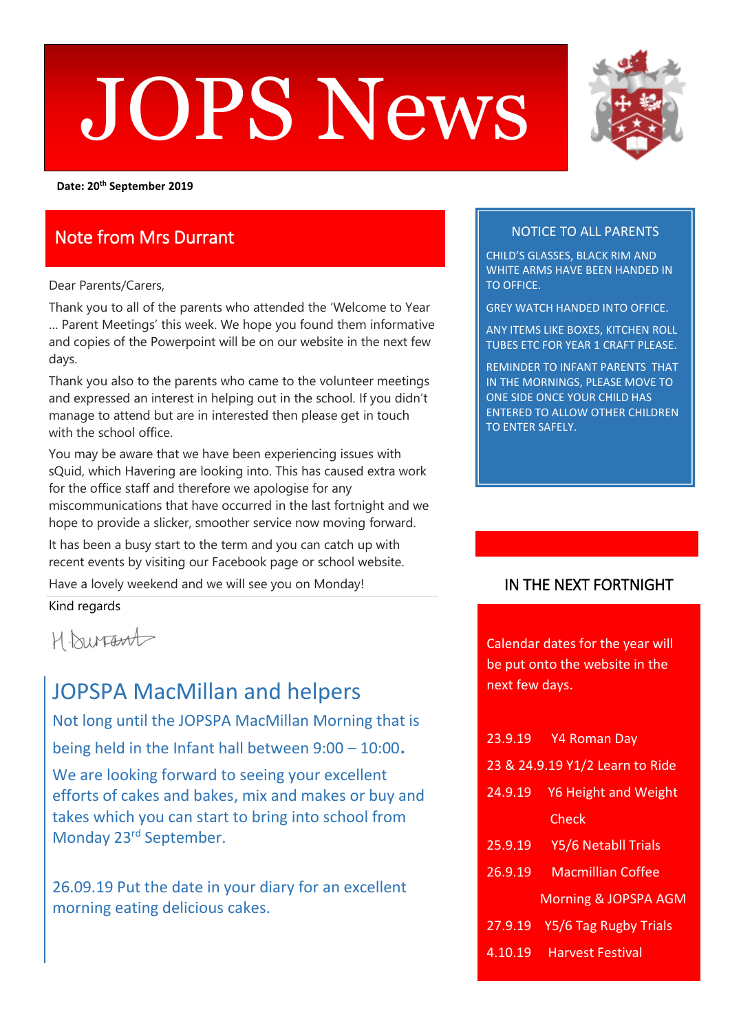# JOPS News

**Date: 20th September 2019**

## Note from Mrs Durrant

Dear Parents/Carers,

Thank you to all of the parents who attended the 'Welcome to Year … Parent Meetings' this week. We hope you found them informative and copies of the Powerpoint will be on our website in the next few days.

Thank you also to the parents who came to the volunteer meetings and expressed an interest in helping out in the school. If you didn't manage to attend but are in interested then please get in touch with the school office.

You may be aware that we have been experiencing issues with sQuid, which Havering are looking into. This has caused extra work for the office staff and therefore we apologise for any miscommunications that have occurred in the last fortnight and we hope to provide a slicker, smoother service now moving forward.

It has been a busy start to the term and you can catch up with recent events by visiting our Facebook page or school website.

Have a lovely weekend and we will see you on Monday!

Kind regards

H Durrant

## JOPSPA MacMillan and helpers

Not long until the JOPSPA MacMillan Morning that is being held in the Infant hall between 9:00 – 10:00.

We are looking forward to seeing your excellent efforts of cakes and bakes, mix and makes or buy and takes which you can start to bring into school from Monday 23rd September.

26.09.19 Put the date in your diary for an excellent morning eating delicious cakes.

### NOTICE TO ALL PARENTS

CHILD'S GLASSES, BLACK RIM AND WHITE ARMS HAVE BEEN HANDED IN TO OFFICE.

GREY WATCH HANDED INTO OFFICE.

ANY ITEMS LIKE BOXES, KITCHEN ROLL TUBES ETC FOR YEAR 1 CRAFT PLEASE.

REMINDER TO INFANT PARENTS THAT IN THE MORNINGS, PLEASE MOVE TO ONE SIDE ONCE YOUR CHILD HAS ENTERED TO ALLOW OTHER CHILDREN TO ENTER SAFELY.

### IN THE NEXT FORTNIGHT

Calendar dates for the year will be put onto the website in the next few days.

23.9.19 Y4 Roman Day

23 & 24.9.19 Y1/2 Learn to Ride

24.9.19 Y6 Height and Weight Check

25.9.19 Y5/6 Netabll Trials

26.9.19 Macmillian Coffee Morning & JOPSPA AGM

27.9.19 Y5/6 Tag Rugby Trials

4.10.19 Harvest Festival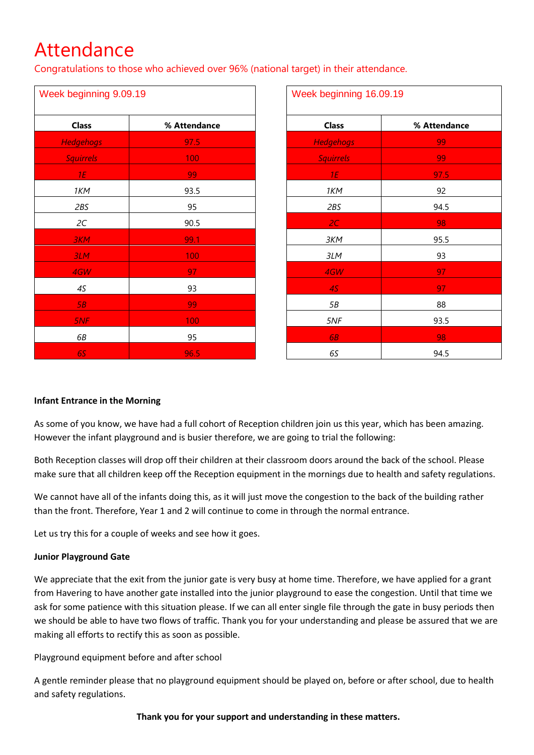# Attendance

Congratulations to those who achieved over 96% (national target) in their attendance.

**Week beginning 9.09.19**

| Class | % Attendance |
|---|---|
| *Hedgehogs* | 97.5 |
| *Squirrels* | 100 |
| *1E* | 99 |
| *1KM* | 93.5 |
| *2BS* | 95 |
| *2C* | 90.5 |
| *3KM* | 99.1 |
| *3LM* | 100 |
| *4GW* | 97 |
| *4S* | 93 |
| *5B* | 99 |
| *5NF* | 100 |
| *6B* | 95 |
| *6S* | 96.5 |

**Week beginning 16.09.19**

| Class | % Attendance |
|---|---|
| *Hedgehogs* | 99 |
| *Squirrels* | 99 |
| *1E* | 97.5 |
| *1KM* | 92 |
| *2BS* | 94.5 |
| *2C* | 98 |
| *3KM* | 95.5 |
| *3LM* | 93 |
| *4GW* | 97 |
| *4S* | 97 |
| *5B* | 88 |
| *5NF* | 93.5 |
| *6B* | 98 |
| *6S* | 94.5 |

**Infant Entrance in the Morning**

As some of you know, we have had a full cohort of Reception children join us this year, which has been amazing. However the infant playground and is busier therefore, we are going to trial the following:

Both Reception classes will drop off their children at their classroom doors around the back of the school. Please make sure that all children keep off the Reception equipment in the mornings due to health and safety regulations.

We cannot have all of the infants doing this, as it will just move the congestion to the back of the building rather than the front. Therefore, Year 1 and 2 will continue to come in through the normal entrance.

Let us try this for a couple of weeks and see how it goes.

**Junior Playground Gate**

We appreciate that the exit from the junior gate is very busy at home time. Therefore, we have applied for a grant from Havering to have another gate installed into the junior playground to ease the congestion. Until that time we ask for some patience with this situation please. If we can all enter single file through the gate in busy periods then we should be able to have two flows of traffic. Thank you for your understanding and please be assured that we are making all efforts to rectify this as soon as possible.

Playground equipment before and after school

A gentle reminder please that no playground equipment should be played on, before or after school, due to health and safety regulations.

**Thank you for your support and understanding in these matters.**